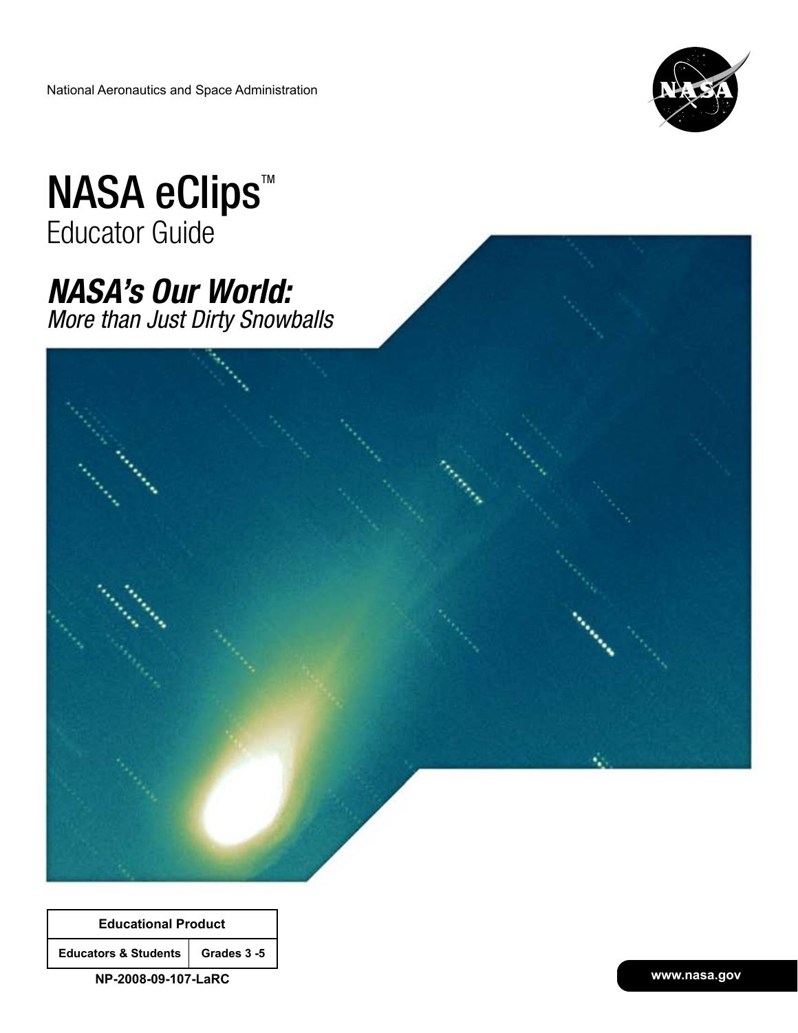National Aeronautics and Space Administration

# NASA eClips™

Educator Guide

## *NASA's Our World:*

*More than Just Dirty Snowballs*

| Educational Product | |
|---|---|
| Educators & Students | Grades 3 -5 |

NP-2008-09-107-LaRC

www.nasa.gov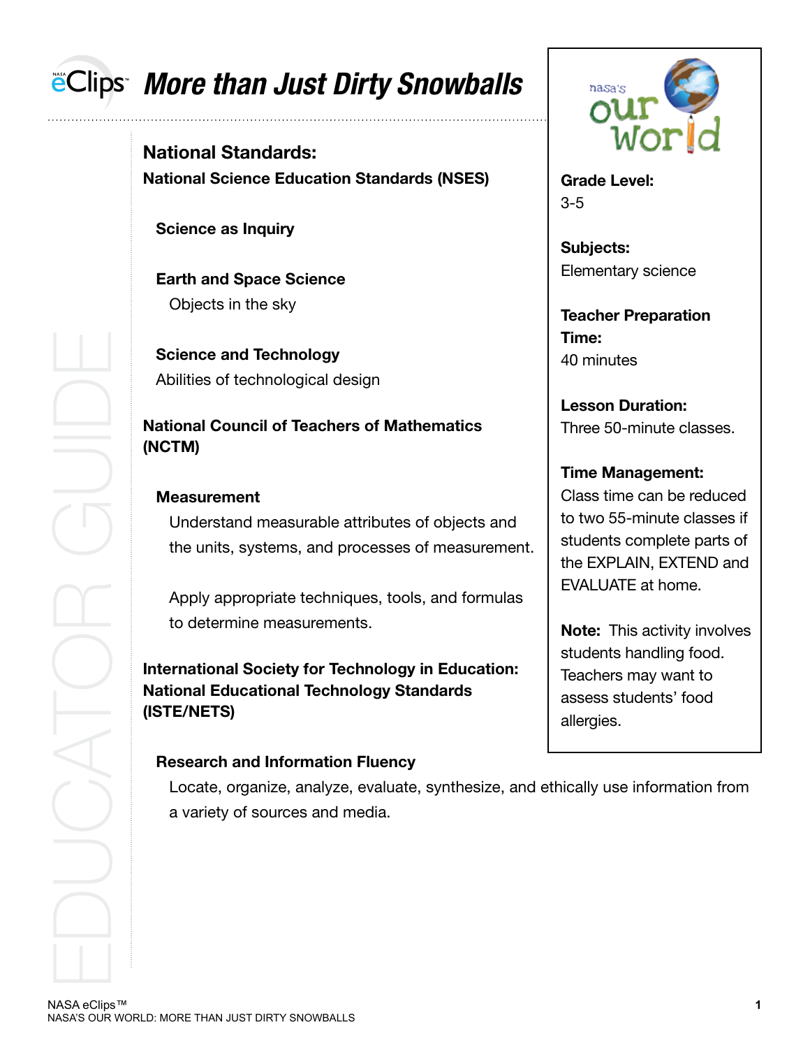# More than Just Dirty Snowballs

## National Standards:

**National Science Education Standards (NSES)**

**Science as Inquiry**

**Earth and Space Science**

Objects in the sky

**Science and Technology**

Abilities of technological design

**National Council of Teachers of Mathematics (NCTM)**

**Measurement**

Understand measurable attributes of objects and the units, systems, and processes of measurement.

Apply appropriate techniques, tools, and formulas to determine measurements.

**International Society for Technology in Education: National Educational Technology Standards (ISTE/NETS)**

**Research and Information Fluency**

Locate, organize, analyze, evaluate, synthesize, and ethically use information from a variety of sources and media.

---

**Grade Level:**
3-5

**Subjects:**
Elementary science

**Teacher Preparation Time:**
40 minutes

**Lesson Duration:**
Three 50-minute classes.

**Time Management:**
Class time can be reduced to two 55-minute classes if students complete parts of the EXPLAIN, EXTEND and EVALUATE at home.

**Note:** This activity involves students handling food. Teachers may want to assess students' food allergies.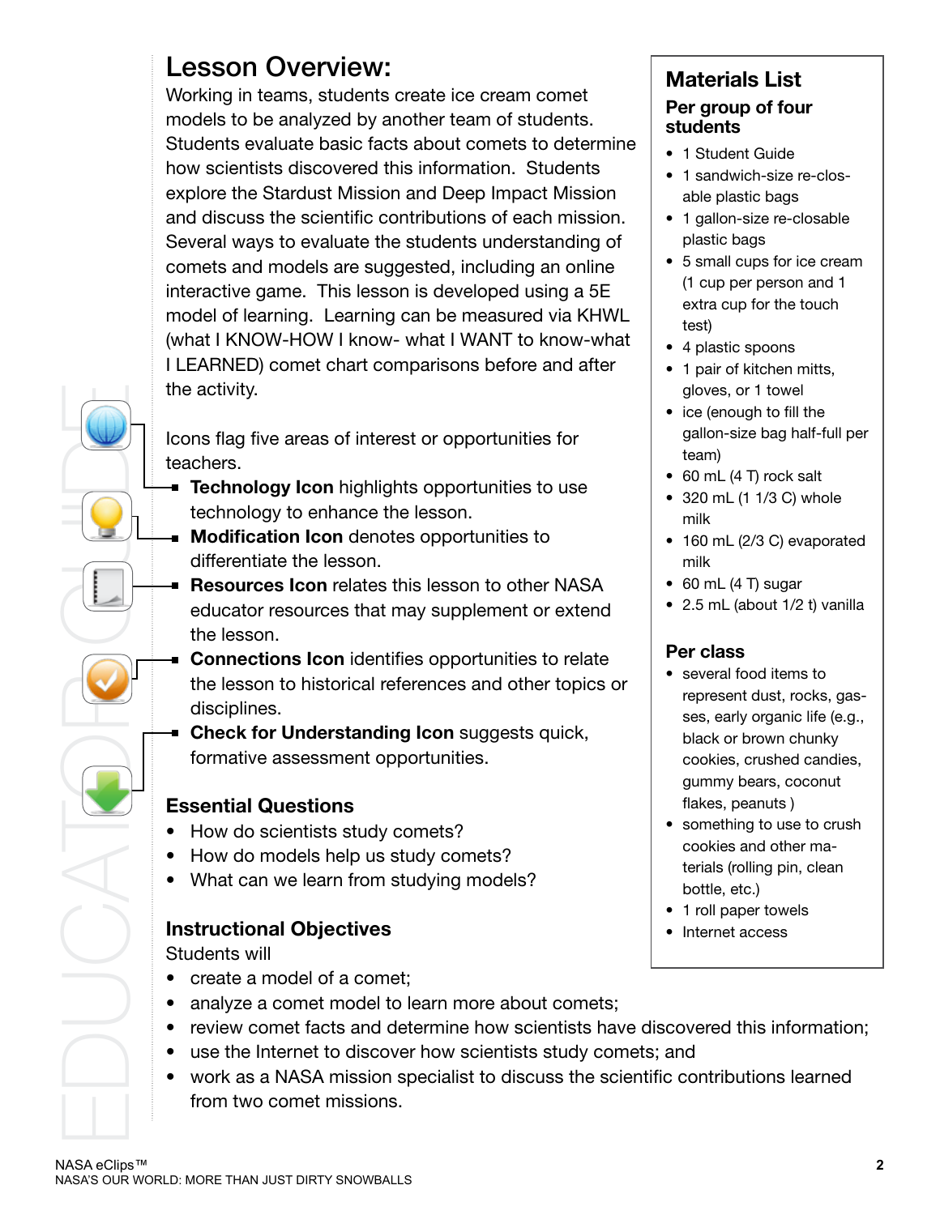## Lesson Overview:

Working in teams, students create ice cream comet models to be analyzed by another team of students. Students evaluate basic facts about comets to determine how scientists discovered this information. Students explore the Stardust Mission and Deep Impact Mission and discuss the scientific contributions of each mission. Several ways to evaluate the students understanding of comets and models are suggested, including an online interactive game. This lesson is developed using a 5E model of learning. Learning can be measured via KHWL (what I KNOW-HOW I know- what I WANT to know-what I LEARNED) comet chart comparisons before and after the activity.

Icons flag five areas of interest or opportunities for teachers.

- **Technology Icon** highlights opportunities to use technology to enhance the lesson.
- **Modification Icon** denotes opportunities to differentiate the lesson.
- **Resources Icon** relates this lesson to other NASA educator resources that may supplement or extend the lesson.
- **Connections Icon** identifies opportunities to relate the lesson to historical references and other topics or disciplines.
- **Check for Understanding Icon** suggests quick, formative assessment opportunities.

### Essential Questions

- How do scientists study comets?
- How do models help us study comets?
- What can we learn from studying models?

### Instructional Objectives

Students will

- create a model of a comet;
- analyze a comet model to learn more about comets;
- review comet facts and determine how scientists have discovered this information;
- use the Internet to discover how scientists study comets; and
- work as a NASA mission specialist to discuss the scientific contributions learned from two comet missions.

## Materials List

### Per group of four students

- 1 Student Guide
- 1 sandwich-size re-closable plastic bags
- 1 gallon-size re-closable plastic bags
- 5 small cups for ice cream (1 cup per person and 1 extra cup for the touch test)
- 4 plastic spoons
- 1 pair of kitchen mitts, gloves, or 1 towel
- ice (enough to fill the gallon-size bag half-full per team)
- 60 mL (4 T) rock salt
- 320 mL (1 1/3 C) whole milk
- 160 mL (2/3 C) evaporated milk
- 60 mL (4 T) sugar
- 2.5 mL (about 1/2 t) vanilla

### Per class

- several food items to represent dust, rocks, gasses, early organic life (e.g., black or brown chunky cookies, crushed candies, gummy bears, coconut flakes, peanuts )
- something to use to crush cookies and other materials (rolling pin, clean bottle, etc.)
- 1 roll paper towels
- Internet access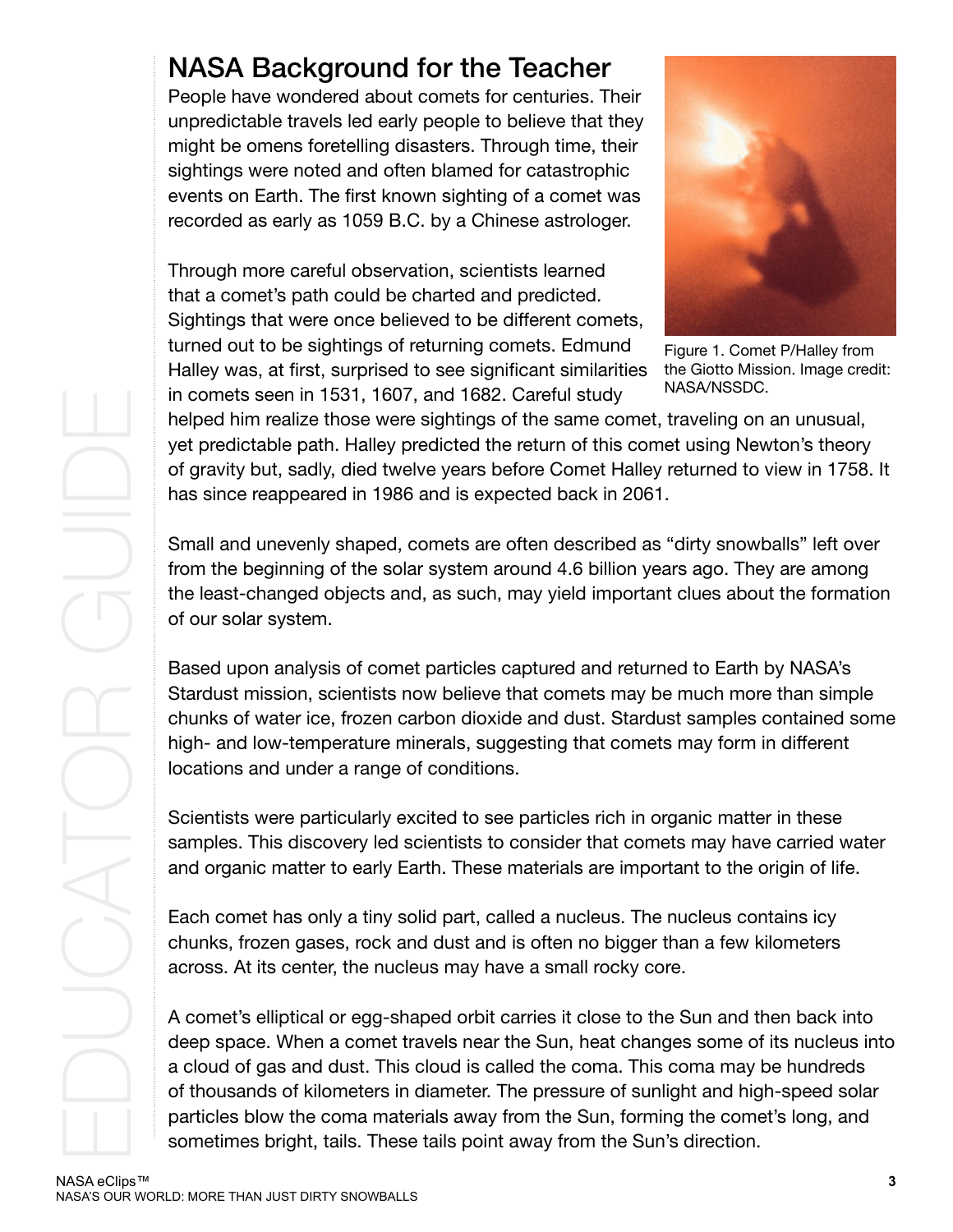## NASA Background for the Teacher

People have wondered about comets for centuries. Their unpredictable travels led early people to believe that they might be omens foretelling disasters. Through time, their sightings were noted and often blamed for catastrophic events on Earth. The first known sighting of a comet was recorded as early as 1059 B.C. by a Chinese astrologer.

Figure 1. Comet P/Halley from the Giotto Mission. Image credit: NASA/NSSDC.

Through more careful observation, scientists learned that a comet's path could be charted and predicted. Sightings that were once believed to be different comets, turned out to be sightings of returning comets. Edmund Halley was, at first, surprised to see significant similarities in comets seen in 1531, 1607, and 1682. Careful study helped him realize those were sightings of the same comet, traveling on an unusual, yet predictable path. Halley predicted the return of this comet using Newton's theory of gravity but, sadly, died twelve years before Comet Halley returned to view in 1758. It has since reappeared in 1986 and is expected back in 2061.

Small and unevenly shaped, comets are often described as "dirty snowballs" left over from the beginning of the solar system around 4.6 billion years ago. They are among the least-changed objects and, as such, may yield important clues about the formation of our solar system.

Based upon analysis of comet particles captured and returned to Earth by NASA's Stardust mission, scientists now believe that comets may be much more than simple chunks of water ice, frozen carbon dioxide and dust. Stardust samples contained some high- and low-temperature minerals, suggesting that comets may form in different locations and under a range of conditions.

Scientists were particularly excited to see particles rich in organic matter in these samples. This discovery led scientists to consider that comets may have carried water and organic matter to early Earth. These materials are important to the origin of life.

Each comet has only a tiny solid part, called a nucleus. The nucleus contains icy chunks, frozen gases, rock and dust and is often no bigger than a few kilometers across. At its center, the nucleus may have a small rocky core.

A comet's elliptical or egg-shaped orbit carries it close to the Sun and then back into deep space. When a comet travels near the Sun, heat changes some of its nucleus into a cloud of gas and dust. This cloud is called the coma. This coma may be hundreds of thousands of kilometers in diameter. The pressure of sunlight and high-speed solar particles blow the coma materials away from the Sun, forming the comet's long, and sometimes bright, tails. These tails point away from the Sun's direction.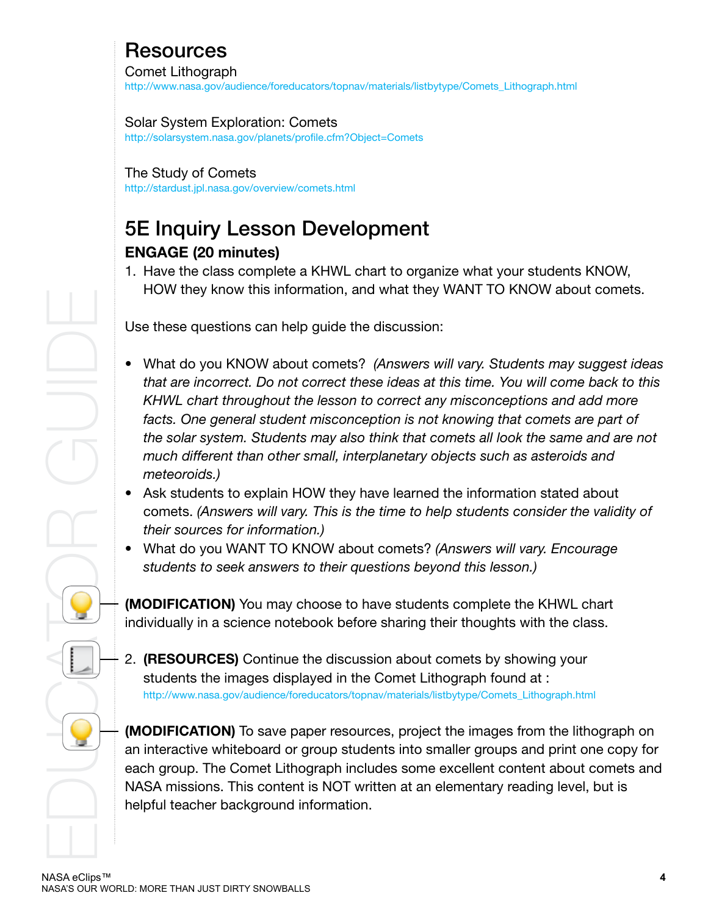## Resources

Comet Lithograph
http://www.nasa.gov/audience/foreducators/topnav/materials/listbytype/Comets_Lithograph.html

Solar System Exploration: Comets
http://solarsystem.nasa.gov/planets/profile.cfm?Object=Comets

The Study of Comets
http://stardust.jpl.nasa.gov/overview/comets.html

## 5E Inquiry Lesson Development

### ENGAGE (20 minutes)

1. Have the class complete a KHWL chart to organize what your students KNOW, HOW they know this information, and what they WANT TO KNOW about comets.

Use these questions can help guide the discussion:

- What do you KNOW about comets? *(Answers will vary. Students may suggest ideas that are incorrect. Do not correct these ideas at this time. You will come back to this KHWL chart throughout the lesson to correct any misconceptions and add more facts. One general student misconception is not knowing that comets are part of the solar system. Students may also think that comets all look the same and are not much different than other small, interplanetary objects such as asteroids and meteoroids.)*
- Ask students to explain HOW they have learned the information stated about comets. *(Answers will vary. This is the time to help students consider the validity of their sources for information.)*
- What do you WANT TO KNOW about comets? *(Answers will vary. Encourage students to seek answers to their questions beyond this lesson.)*

**(MODIFICATION)** You may choose to have students complete the KHWL chart individually in a science notebook before sharing their thoughts with the class.

2. **(RESOURCES)** Continue the discussion about comets by showing your students the images displayed in the Comet Lithograph found at :
http://www.nasa.gov/audience/foreducators/topnav/materials/listbytype/Comets_Lithograph.html

**(MODIFICATION)** To save paper resources, project the images from the lithograph on an interactive whiteboard or group students into smaller groups and print one copy for each group. The Comet Lithograph includes some excellent content about comets and NASA missions. This content is NOT written at an elementary reading level, but is helpful teacher background information.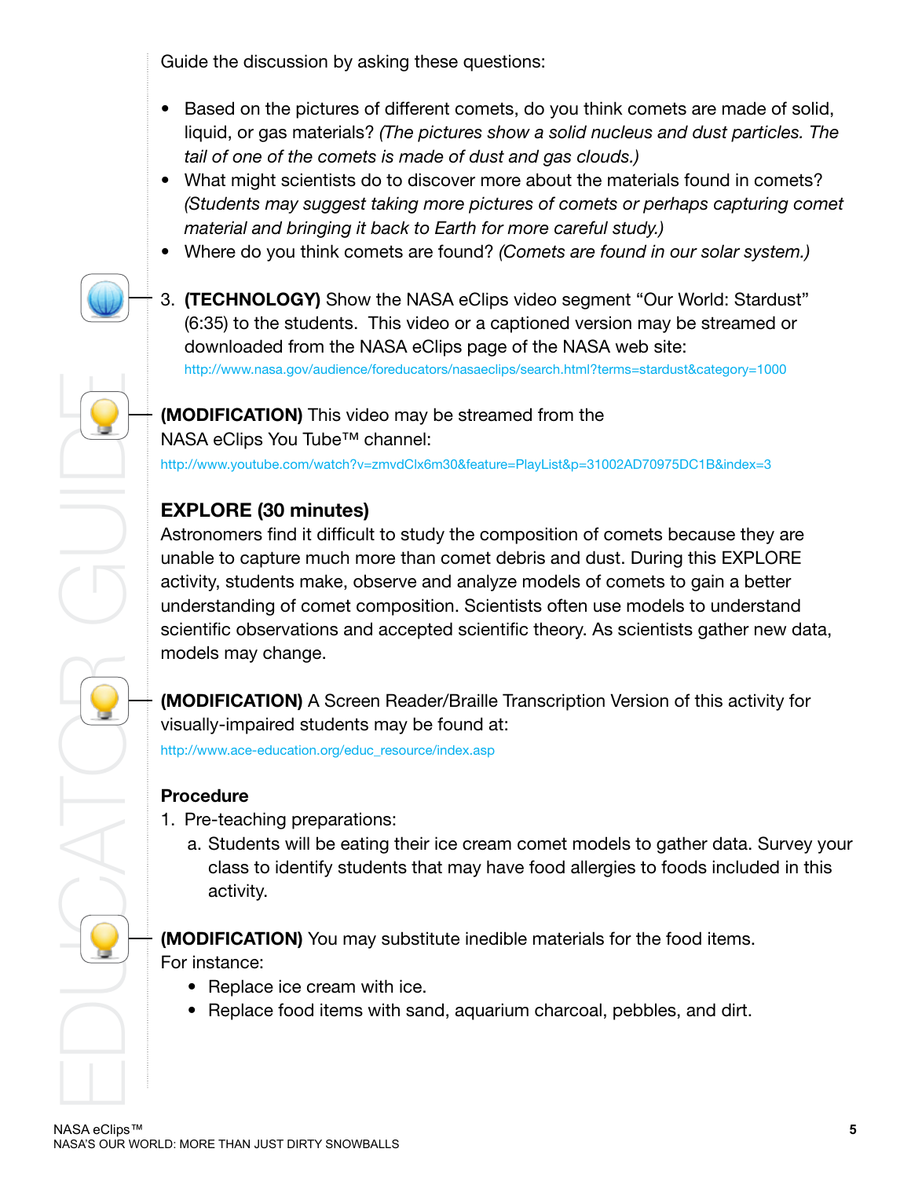Guide the discussion by asking these questions:

- Based on the pictures of different comets, do you think comets are made of solid, liquid, or gas materials? *(The pictures show a solid nucleus and dust particles. The tail of one of the comets is made of dust and gas clouds.)*
- What might scientists do to discover more about the materials found in comets? *(Students may suggest taking more pictures of comets or perhaps capturing comet material and bringing it back to Earth for more careful study.)*
- Where do you think comets are found? *(Comets are found in our solar system.)*

3. **(TECHNOLOGY)** Show the NASA eClips video segment "Our World: Stardust" (6:35) to the students. This video or a captioned version may be streamed or downloaded from the NASA eClips page of the NASA web site: http://www.nasa.gov/audience/foreducators/nasaeclips/search.html?terms=stardust&category=1000

**(MODIFICATION)** This video may be streamed from the NASA eClips You Tube™ channel:
http://www.youtube.com/watch?v=zmvdClx6m30&feature=PlayList&p=31002AD70975DC1B&index=3

## EXPLORE (30 minutes)

Astronomers find it difficult to study the composition of comets because they are unable to capture much more than comet debris and dust. During this EXPLORE activity, students make, observe and analyze models of comets to gain a better understanding of comet composition. Scientists often use models to understand scientific observations and accepted scientific theory. As scientists gather new data, models may change.

**(MODIFICATION)** A Screen Reader/Braille Transcription Version of this activity for visually-impaired students may be found at:
http://www.ace-education.org/educ_resource/index.asp

### Procedure

1. Pre-teaching preparations:
   a. Students will be eating their ice cream comet models to gather data. Survey your class to identify students that may have food allergies to foods included in this activity.

**(MODIFICATION)** You may substitute inedible materials for the food items. For instance:

- Replace ice cream with ice.
- Replace food items with sand, aquarium charcoal, pebbles, and dirt.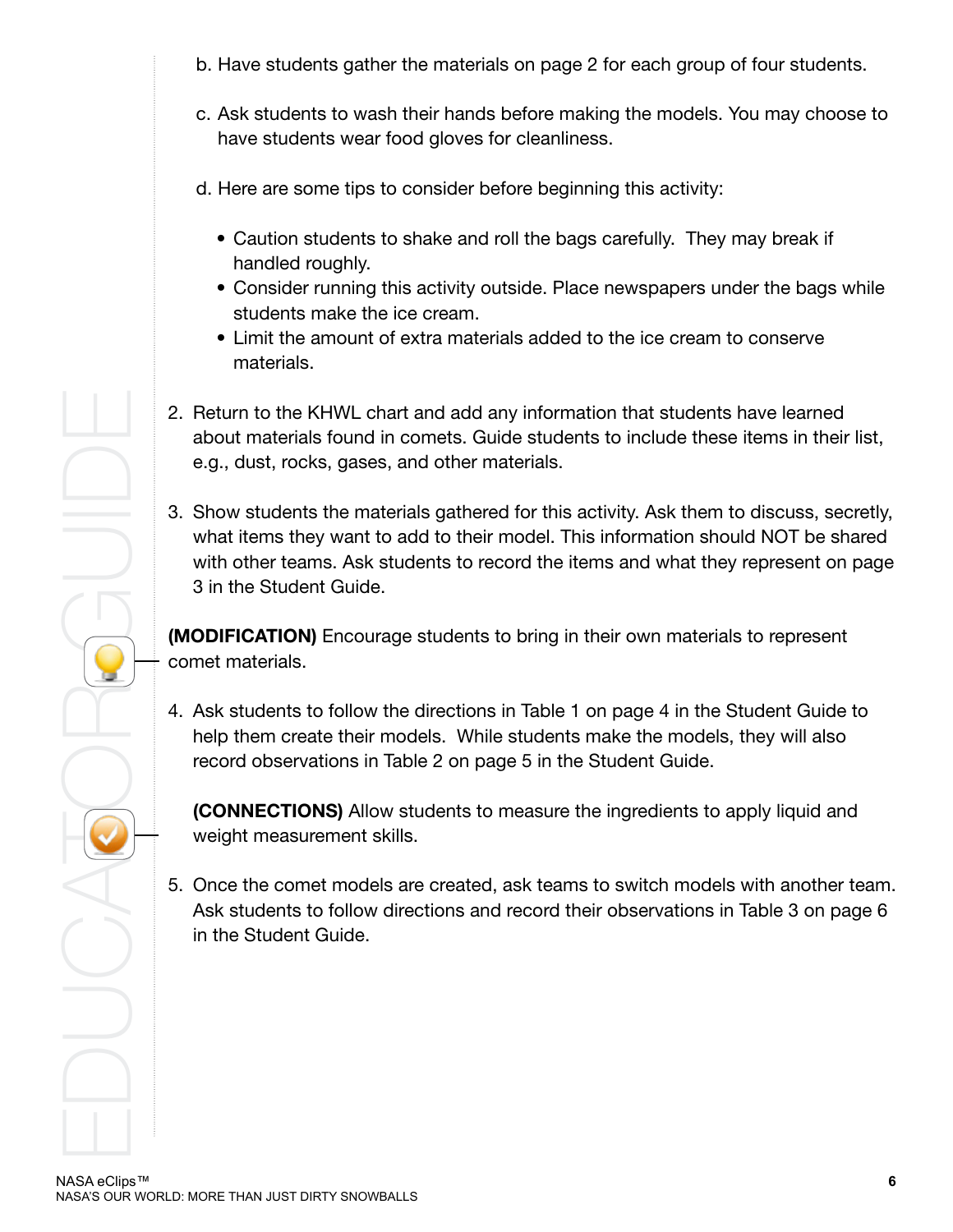b. Have students gather the materials on page 2 for each group of four students.

c. Ask students to wash their hands before making the models. You may choose to have students wear food gloves for cleanliness.

d. Here are some tips to consider before beginning this activity:

- Caution students to shake and roll the bags carefully. They may break if handled roughly.
- Consider running this activity outside. Place newspapers under the bags while students make the ice cream.
- Limit the amount of extra materials added to the ice cream to conserve materials.

2. Return to the KHWL chart and add any information that students have learned about materials found in comets. Guide students to include these items in their list, e.g., dust, rocks, gases, and other materials.

3. Show students the materials gathered for this activity. Ask them to discuss, secretly, what items they want to add to their model. This information should NOT be shared with other teams. Ask students to record the items and what they represent on page 3 in the Student Guide.

**(MODIFICATION)** Encourage students to bring in their own materials to represent comet materials.

4. Ask students to follow the directions in Table 1 on page 4 in the Student Guide to help them create their models. While students make the models, they will also record observations in Table 2 on page 5 in the Student Guide.

   **(CONNECTIONS)** Allow students to measure the ingredients to apply liquid and weight measurement skills.

5. Once the comet models are created, ask teams to switch models with another team. Ask students to follow directions and record their observations in Table 3 on page 6 in the Student Guide.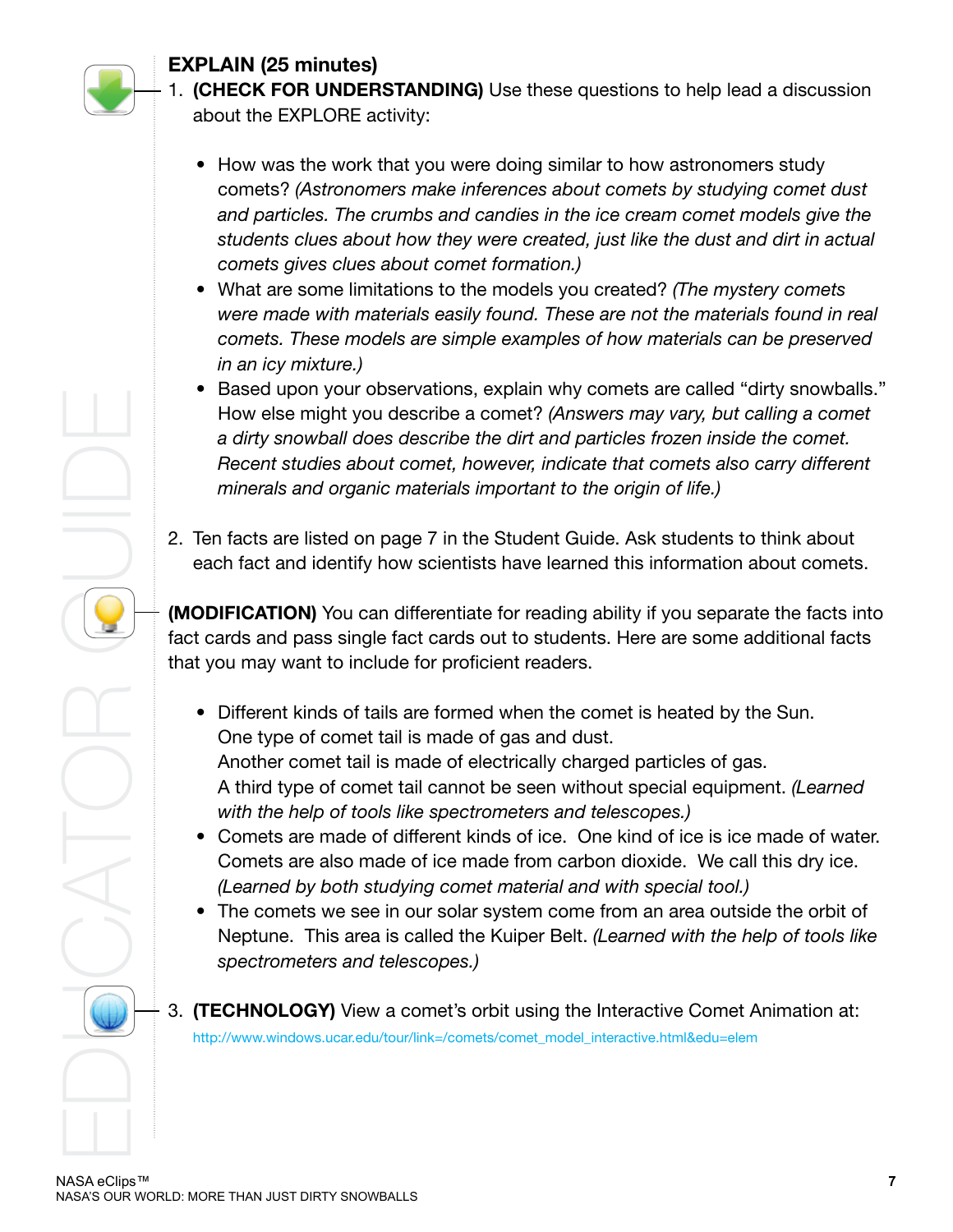## EXPLAIN (25 minutes)

1. **(CHECK FOR UNDERSTANDING)** Use these questions to help lead a discussion about the EXPLORE activity:

   - How was the work that you were doing similar to how astronomers study comets? *(Astronomers make inferences about comets by studying comet dust and particles. The crumbs and candies in the ice cream comet models give the students clues about how they were created, just like the dust and dirt in actual comets gives clues about comet formation.)*
   - What are some limitations to the models you created? *(The mystery comets were made with materials easily found. These are not the materials found in real comets. These models are simple examples of how materials can be preserved in an icy mixture.)*
   - Based upon your observations, explain why comets are called "dirty snowballs." How else might you describe a comet? *(Answers may vary, but calling a comet a dirty snowball does describe the dirt and particles frozen inside the comet. Recent studies about comet, however, indicate that comets also carry different minerals and organic materials important to the origin of life.)*

2. Ten facts are listed on page 7 in the Student Guide. Ask students to think about each fact and identify how scientists have learned this information about comets.

**(MODIFICATION)** You can differentiate for reading ability if you separate the facts into fact cards and pass single fact cards out to students. Here are some additional facts that you may want to include for proficient readers.

- Different kinds of tails are formed when the comet is heated by the Sun. One type of comet tail is made of gas and dust. Another comet tail is made of electrically charged particles of gas. A third type of comet tail cannot be seen without special equipment. *(Learned with the help of tools like spectrometers and telescopes.)*
- Comets are made of different kinds of ice. One kind of ice is ice made of water. Comets are also made of ice made from carbon dioxide. We call this dry ice. *(Learned by both studying comet material and with special tool.)*
- The comets we see in our solar system come from an area outside the orbit of Neptune. This area is called the Kuiper Belt. *(Learned with the help of tools like spectrometers and telescopes.)*

3. **(TECHNOLOGY)** View a comet's orbit using the Interactive Comet Animation at: http://www.windows.ucar.edu/tour/link=/comets/comet_model_interactive.html&edu=elem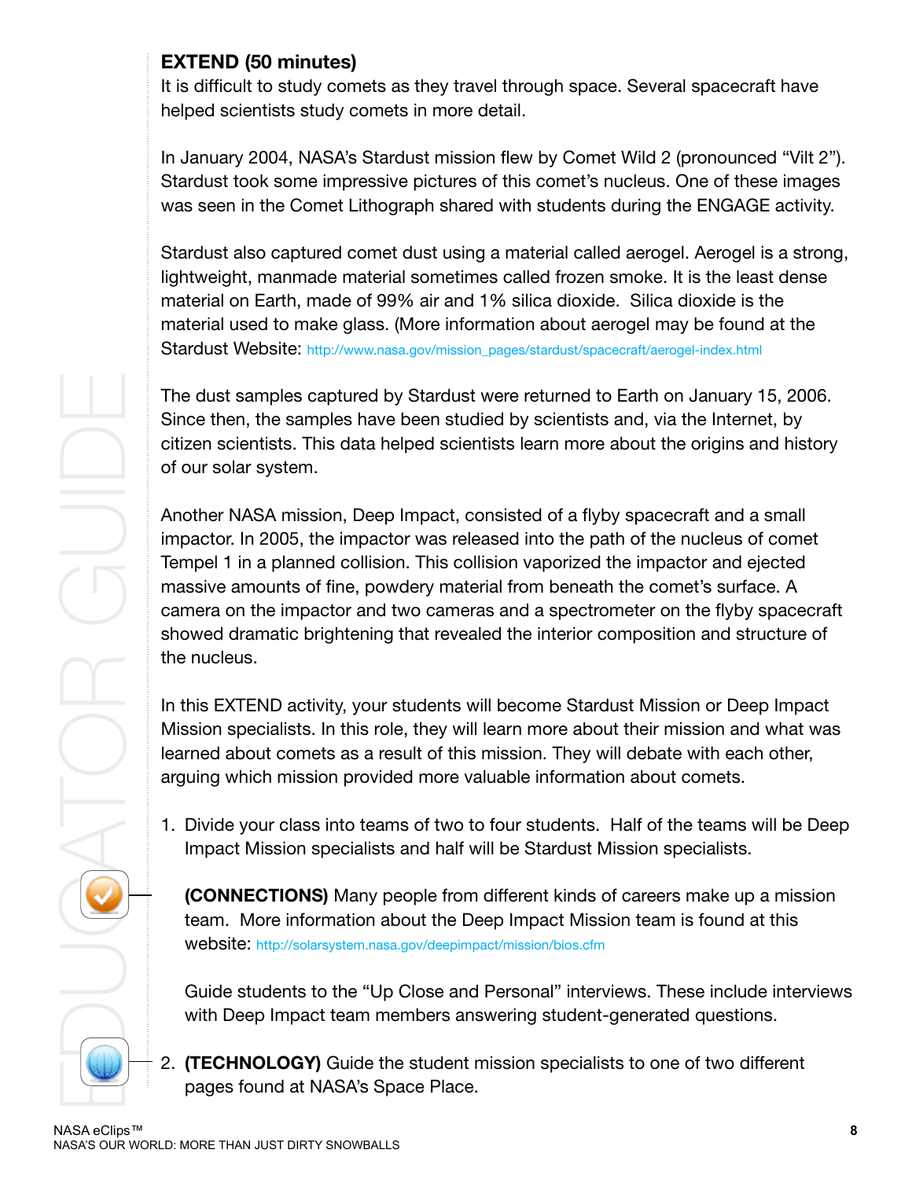## EXTEND (50 minutes)

It is difficult to study comets as they travel through space. Several spacecraft have helped scientists study comets in more detail.

In January 2004, NASA's Stardust mission flew by Comet Wild 2 (pronounced "Vilt 2"). Stardust took some impressive pictures of this comet's nucleus. One of these images was seen in the Comet Lithograph shared with students during the ENGAGE activity.

Stardust also captured comet dust using a material called aerogel. Aerogel is a strong, lightweight, manmade material sometimes called frozen smoke. It is the least dense material on Earth, made of 99% air and 1% silica dioxide. Silica dioxide is the material used to make glass. (More information about aerogel may be found at the Stardust Website: http://www.nasa.gov/mission_pages/stardust/spacecraft/aerogel-index.html

The dust samples captured by Stardust were returned to Earth on January 15, 2006. Since then, the samples have been studied by scientists and, via the Internet, by citizen scientists. This data helped scientists learn more about the origins and history of our solar system.

Another NASA mission, Deep Impact, consisted of a flyby spacecraft and a small impactor. In 2005, the impactor was released into the path of the nucleus of comet Tempel 1 in a planned collision. This collision vaporized the impactor and ejected massive amounts of fine, powdery material from beneath the comet's surface. A camera on the impactor and two cameras and a spectrometer on the flyby spacecraft showed dramatic brightening that revealed the interior composition and structure of the nucleus.

In this EXTEND activity, your students will become Stardust Mission or Deep Impact Mission specialists. In this role, they will learn more about their mission and what was learned about comets as a result of this mission. They will debate with each other, arguing which mission provided more valuable information about comets.

1. Divide your class into teams of two to four students. Half of the teams will be Deep Impact Mission specialists and half will be Stardust Mission specialists.

   **(CONNECTIONS)** Many people from different kinds of careers make up a mission team. More information about the Deep Impact Mission team is found at this website: http://solarsystem.nasa.gov/deepimpact/mission/bios.cfm

   Guide students to the "Up Close and Personal" interviews. These include interviews with Deep Impact team members answering student-generated questions.

2. **(TECHNOLOGY)** Guide the student mission specialists to one of two different pages found at NASA's Space Place.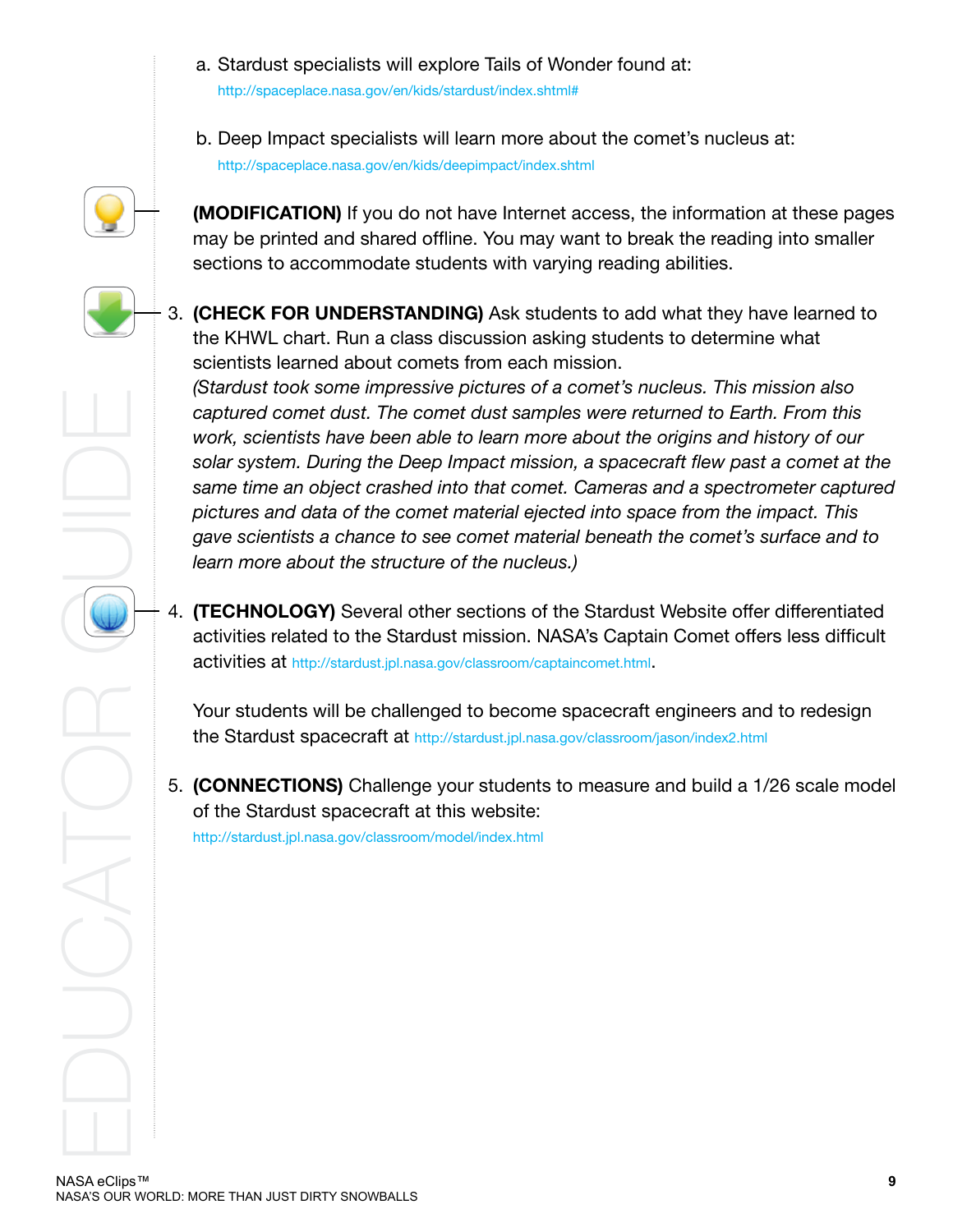a. Stardust specialists will explore Tails of Wonder found at:
http://spaceplace.nasa.gov/en/kids/stardust/index.shtml#

b. Deep Impact specialists will learn more about the comet's nucleus at:
http://spaceplace.nasa.gov/en/kids/deepimpact/index.shtml

**(MODIFICATION)** If you do not have Internet access, the information at these pages may be printed and shared offline. You may want to break the reading into smaller sections to accommodate students with varying reading abilities.

3. **(CHECK FOR UNDERSTANDING)** Ask students to add what they have learned to the KHWL chart. Run a class discussion asking students to determine what scientists learned about comets from each mission.
*(Stardust took some impressive pictures of a comet's nucleus. This mission also captured comet dust. The comet dust samples were returned to Earth. From this work, scientists have been able to learn more about the origins and history of our solar system. During the Deep Impact mission, a spacecraft flew past a comet at the same time an object crashed into that comet. Cameras and a spectrometer captured pictures and data of the comet material ejected into space from the impact. This gave scientists a chance to see comet material beneath the comet's surface and to learn more about the structure of the nucleus.)*

4. **(TECHNOLOGY)** Several other sections of the Stardust Website offer differentiated activities related to the Stardust mission. NASA's Captain Comet offers less difficult activities at http://stardust.jpl.nasa.gov/classroom/captaincomet.html.

   Your students will be challenged to become spacecraft engineers and to redesign the Stardust spacecraft at http://stardust.jpl.nasa.gov/classroom/jason/index2.html

5. **(CONNECTIONS)** Challenge your students to measure and build a 1/26 scale model of the Stardust spacecraft at this website:
http://stardust.jpl.nasa.gov/classroom/model/index.html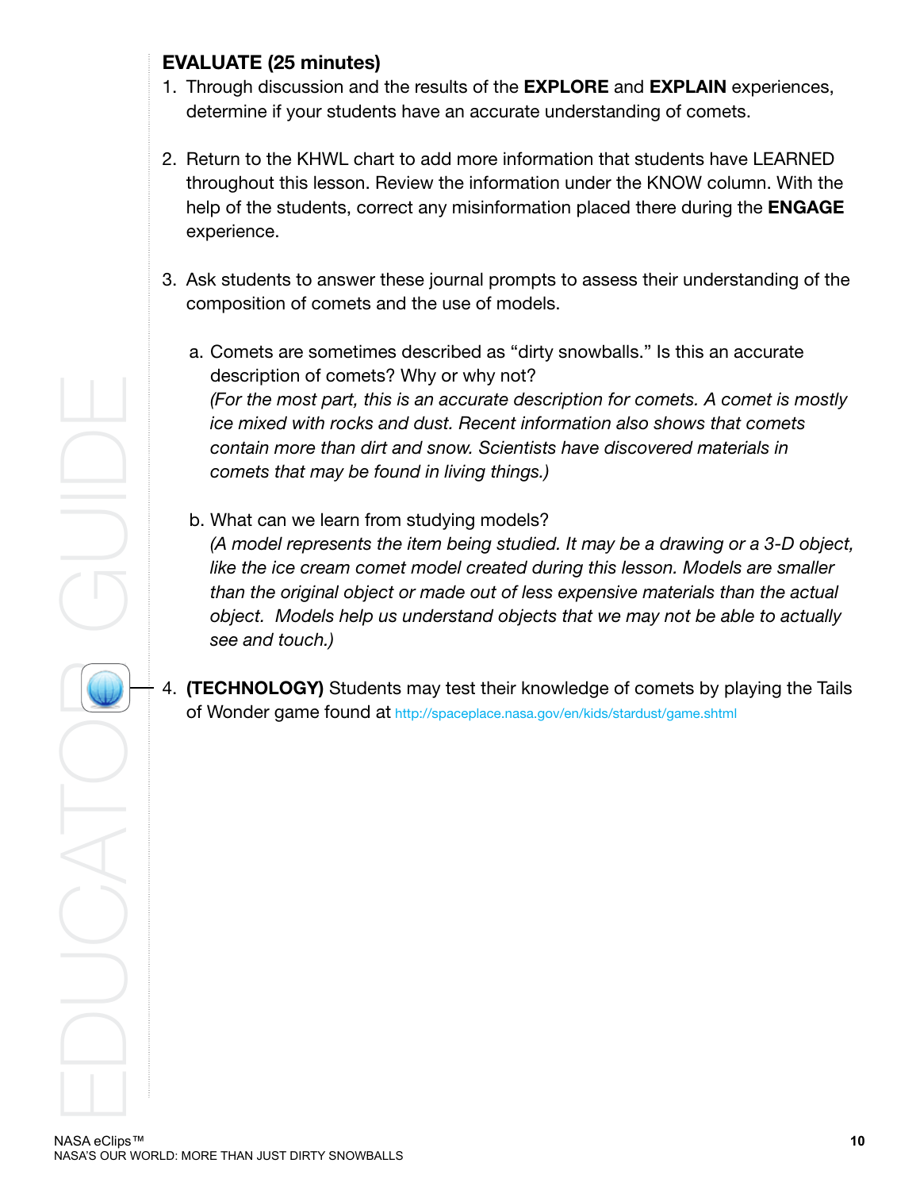## EVALUATE (25 minutes)

1. Through discussion and the results of the **EXPLORE** and **EXPLAIN** experiences, determine if your students have an accurate understanding of comets.

2. Return to the KHWL chart to add more information that students have LEARNED throughout this lesson. Review the information under the KNOW column. With the help of the students, correct any misinformation placed there during the **ENGAGE** experience.

3. Ask students to answer these journal prompts to assess their understanding of the composition of comets and the use of models.

   a. Comets are sometimes described as "dirty snowballs." Is this an accurate description of comets? Why or why not?
   *(For the most part, this is an accurate description for comets. A comet is mostly ice mixed with rocks and dust. Recent information also shows that comets contain more than dirt and snow. Scientists have discovered materials in comets that may be found in living things.)*

   b. What can we learn from studying models?
   *(A model represents the item being studied. It may be a drawing or a 3-D object, like the ice cream comet model created during this lesson. Models are smaller than the original object or made out of less expensive materials than the actual object. Models help us understand objects that we may not be able to actually see and touch.)*

4. **(TECHNOLOGY)** Students may test their knowledge of comets by playing the Tails of Wonder game found at http://spaceplace.nasa.gov/en/kids/stardust/game.shtml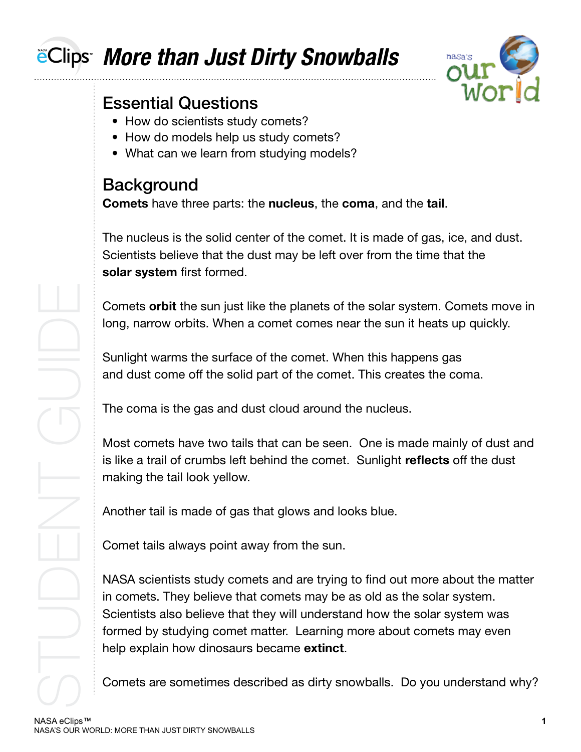# More than Just Dirty Snowballs

## Essential Questions

- How do scientists study comets?
- How do models help us study comets?
- What can we learn from studying models?

## Background

**Comets** have three parts: the **nucleus**, the **coma**, and the **tail**.

The nucleus is the solid center of the comet. It is made of gas, ice, and dust. Scientists believe that the dust may be left over from the time that the **solar system** first formed.

Comets **orbit** the sun just like the planets of the solar system. Comets move in long, narrow orbits. When a comet comes near the sun it heats up quickly.

Sunlight warms the surface of the comet. When this happens gas and dust come off the solid part of the comet. This creates the coma.

The coma is the gas and dust cloud around the nucleus.

Most comets have two tails that can be seen. One is made mainly of dust and is like a trail of crumbs left behind the comet. Sunlight **reflects** off the dust making the tail look yellow.

Another tail is made of gas that glows and looks blue.

Comet tails always point away from the sun.

NASA scientists study comets and are trying to find out more about the matter in comets. They believe that comets may be as old as the solar system. Scientists also believe that they will understand how the solar system was formed by studying comet matter. Learning more about comets may even help explain how dinosaurs became **extinct**.

Comets are sometimes described as dirty snowballs. Do you understand why?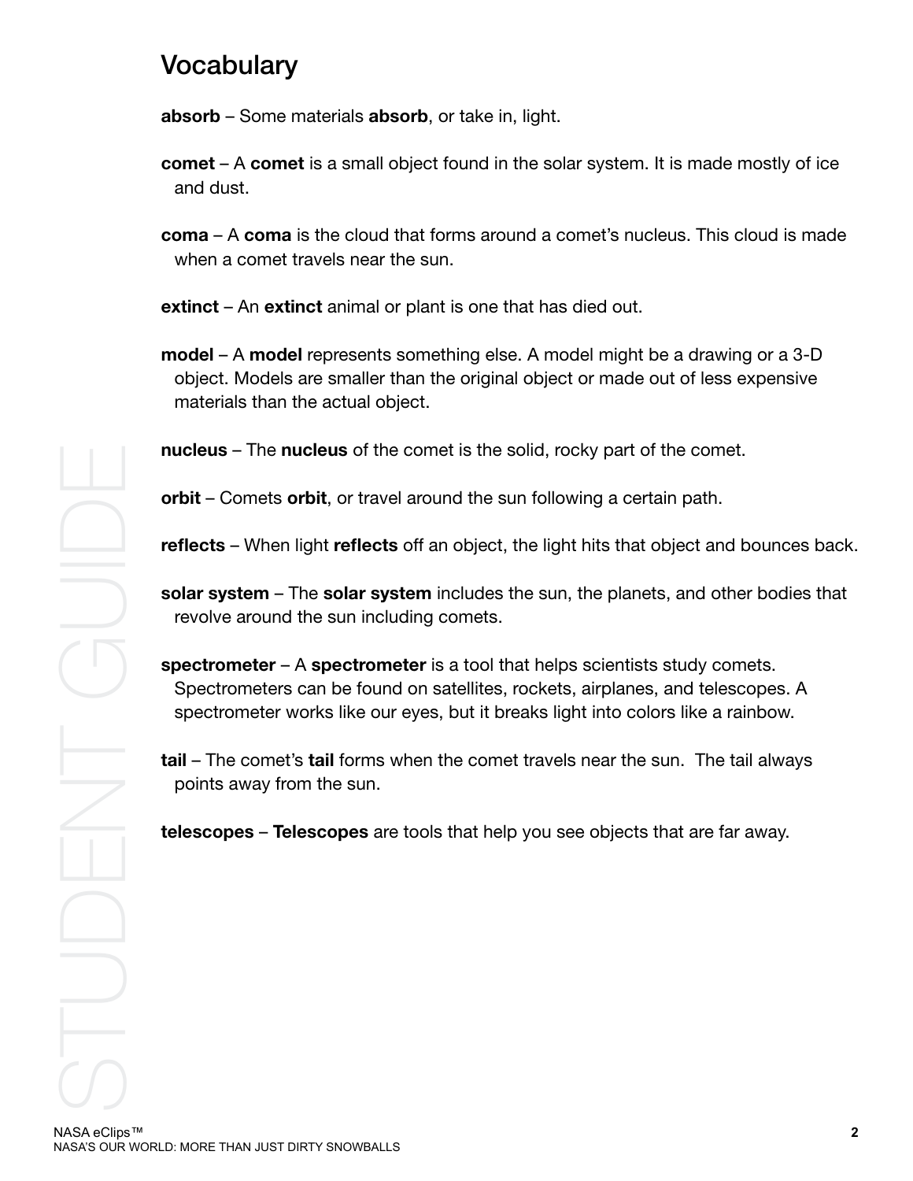## Vocabulary

**absorb** – Some materials **absorb**, or take in, light.

**comet** – A **comet** is a small object found in the solar system. It is made mostly of ice and dust.

**coma** – A **coma** is the cloud that forms around a comet's nucleus. This cloud is made when a comet travels near the sun.

**extinct** – An **extinct** animal or plant is one that has died out.

**model** – A **model** represents something else. A model might be a drawing or a 3-D object. Models are smaller than the original object or made out of less expensive materials than the actual object.

**nucleus** – The **nucleus** of the comet is the solid, rocky part of the comet.

**orbit** – Comets **orbit**, or travel around the sun following a certain path.

**reflects** – When light **reflects** off an object, the light hits that object and bounces back.

**solar system** – The **solar system** includes the sun, the planets, and other bodies that revolve around the sun including comets.

**spectrometer** – A **spectrometer** is a tool that helps scientists study comets. Spectrometers can be found on satellites, rockets, airplanes, and telescopes. A spectrometer works like our eyes, but it breaks light into colors like a rainbow.

**tail** – The comet's **tail** forms when the comet travels near the sun. The tail always points away from the sun.

**telescopes** – **Telescopes** are tools that help you see objects that are far away.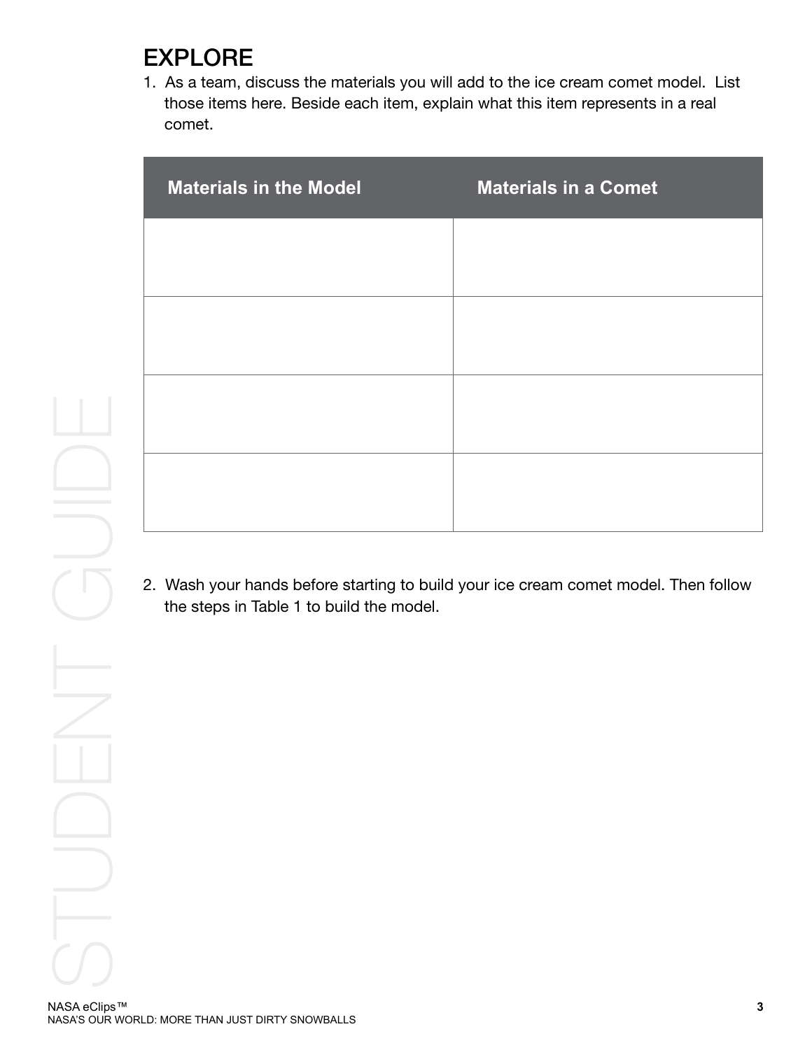## EXPLORE

1. As a team, discuss the materials you will add to the ice cream comet model. List those items here. Beside each item, explain what this item represents in a real comet.

| Materials in the Model | Materials in a Comet |
|---|---|
| | |
| | |
| | |
| | |

2. Wash your hands before starting to build your ice cream comet model. Then follow the steps in Table 1 to build the model.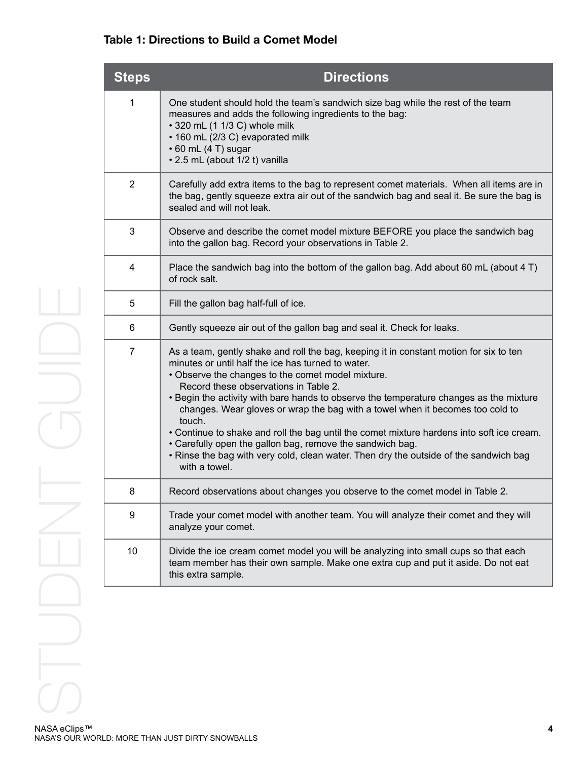### Table 1: Directions to Build a Comet Model

| Steps | Directions |
|---|---|
| 1 | One student should hold the team's sandwich size bag while the rest of the team measures and adds the following ingredients to the bag:<br>• 320 mL (1 1/3 C) whole milk<br>• 160 mL (2/3 C) evaporated milk<br>• 60 mL (4 T) sugar<br>• 2.5 mL (about 1/2 t) vanilla |
| 2 | Carefully add extra items to the bag to represent comet materials. When all items are in the bag, gently squeeze extra air out of the sandwich bag and seal it. Be sure the bag is sealed and will not leak. |
| 3 | Observe and describe the comet model mixture BEFORE you place the sandwich bag into the gallon bag. Record your observations in Table 2. |
| 4 | Place the sandwich bag into the bottom of the gallon bag. Add about 60 mL (about 4 T) of rock salt. |
| 5 | Fill the gallon bag half-full of ice. |
| 6 | Gently squeeze air out of the gallon bag and seal it. Check for leaks. |
| 7 | As a team, gently shake and roll the bag, keeping it in constant motion for six to ten minutes or until half the ice has turned to water.<br>• Observe the changes to the comet model mixture. Record these observations in Table 2.<br>• Begin the activity with bare hands to observe the temperature changes as the mixture changes. Wear gloves or wrap the bag with a towel when it becomes too cold to touch.<br>• Continue to shake and roll the bag until the comet mixture hardens into soft ice cream.<br>• Carefully open the gallon bag, remove the sandwich bag.<br>• Rinse the bag with very cold, clean water. Then dry the outside of the sandwich bag with a towel. |
| 8 | Record observations about changes you observe to the comet model in Table 2. |
| 9 | Trade your comet model with another team. You will analyze their comet and they will analyze your comet. |
| 10 | Divide the ice cream comet model you will be analyzing into small cups so that each team member has their own sample. Make one extra cup and put it aside. Do not eat this extra sample. |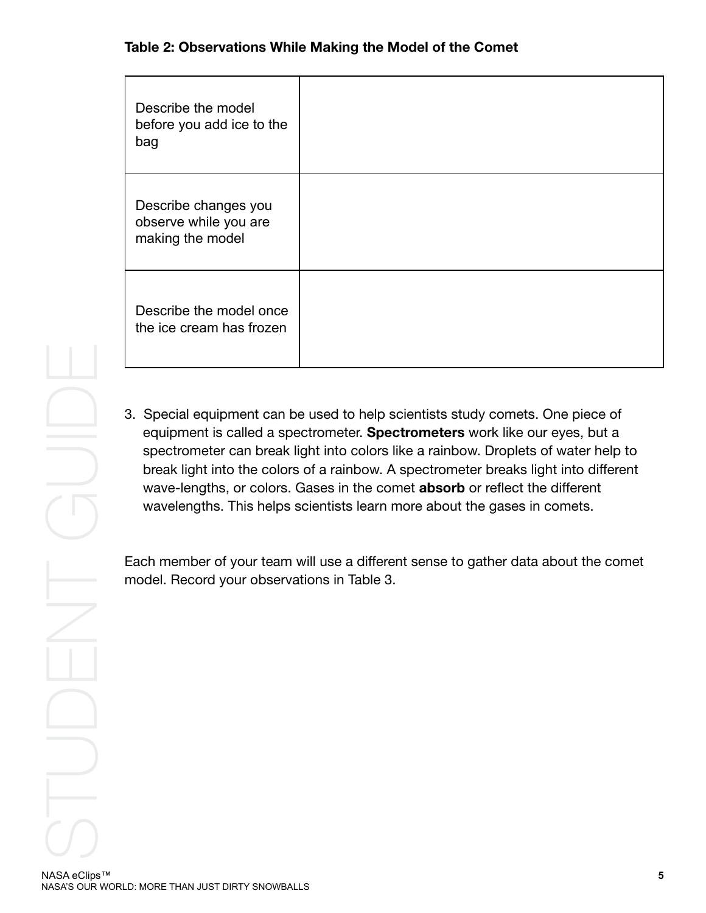**Table 2: Observations While Making the Model of the Comet**

| | |
|---|---|
| Describe the model before you add ice to the bag | |
| Describe changes you observe while you are making the model | |
| Describe the model once the ice cream has frozen | |

3. Special equipment can be used to help scientists study comets. One piece of equipment is called a spectrometer. **Spectrometers** work like our eyes, but a spectrometer can break light into colors like a rainbow. Droplets of water help to break light into the colors of a rainbow. A spectrometer breaks light into different wave-lengths, or colors. Gases in the comet **absorb** or reflect the different wavelengths. This helps scientists learn more about the gases in comets.

Each member of your team will use a different sense to gather data about the comet model. Record your observations in Table 3.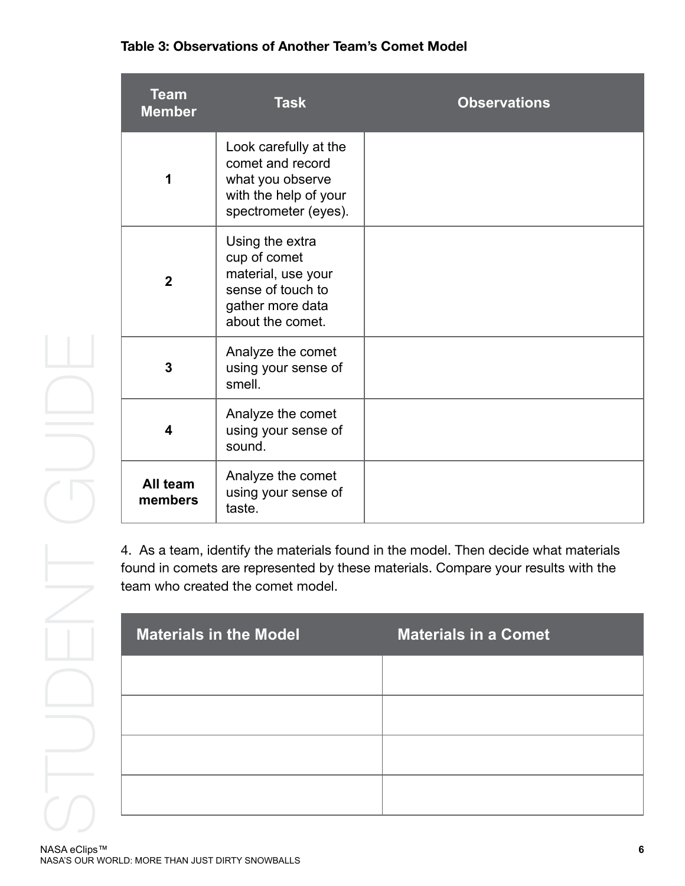**Table 3: Observations of Another Team's Comet Model**

| Team Member | Task | Observations |
| --- | --- | --- |
| **1** | Look carefully at the comet and record what you observe with the help of your spectrometer (eyes). | |
| **2** | Using the extra cup of comet material, use your sense of touch to gather more data about the comet. | |
| **3** | Analyze the comet using your sense of smell. | |
| **4** | Analyze the comet using your sense of sound. | |
| **All team members** | Analyze the comet using your sense of taste. | |

4. As a team, identify the materials found in the model. Then decide what materials found in comets are represented by these materials. Compare your results with the team who created the comet model.

| Materials in the Model | Materials in a Comet |
| --- | --- |
| | |
| | |
| | |
| | |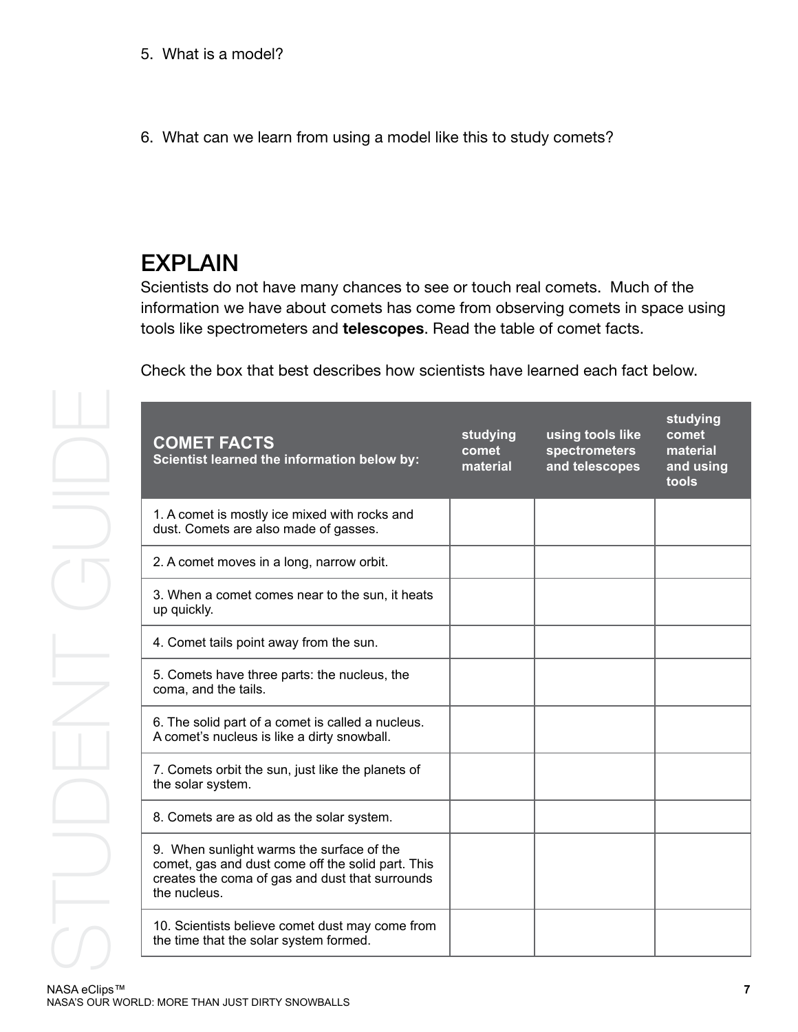5. What is a model?

6. What can we learn from using a model like this to study comets?

## EXPLAIN

Scientists do not have many chances to see or touch real comets. Much of the information we have about comets has come from observing comets in space using tools like spectrometers and **telescopes**. Read the table of comet facts.

Check the box that best describes how scientists have learned each fact below.

| **COMET FACTS** **Scientist learned the information below by:** | **studying comet material** | **using tools like spectrometers and telescopes** | **studying comet material and using tools** |
|---|---|---|---|
| 1. A comet is mostly ice mixed with rocks and dust. Comets are also made of gasses. | | | |
| 2. A comet moves in a long, narrow orbit. | | | |
| 3. When a comet comes near to the sun, it heats up quickly. | | | |
| 4. Comet tails point away from the sun. | | | |
| 5. Comets have three parts: the nucleus, the coma, and the tails. | | | |
| 6. The solid part of a comet is called a nucleus. A comet's nucleus is like a dirty snowball. | | | |
| 7. Comets orbit the sun, just like the planets of the solar system. | | | |
| 8. Comets are as old as the solar system. | | | |
| 9. When sunlight warms the surface of the comet, gas and dust come off the solid part. This creates the coma of gas and dust that surrounds the nucleus. | | | |
| 10. Scientists believe comet dust may come from the time that the solar system formed. | | | |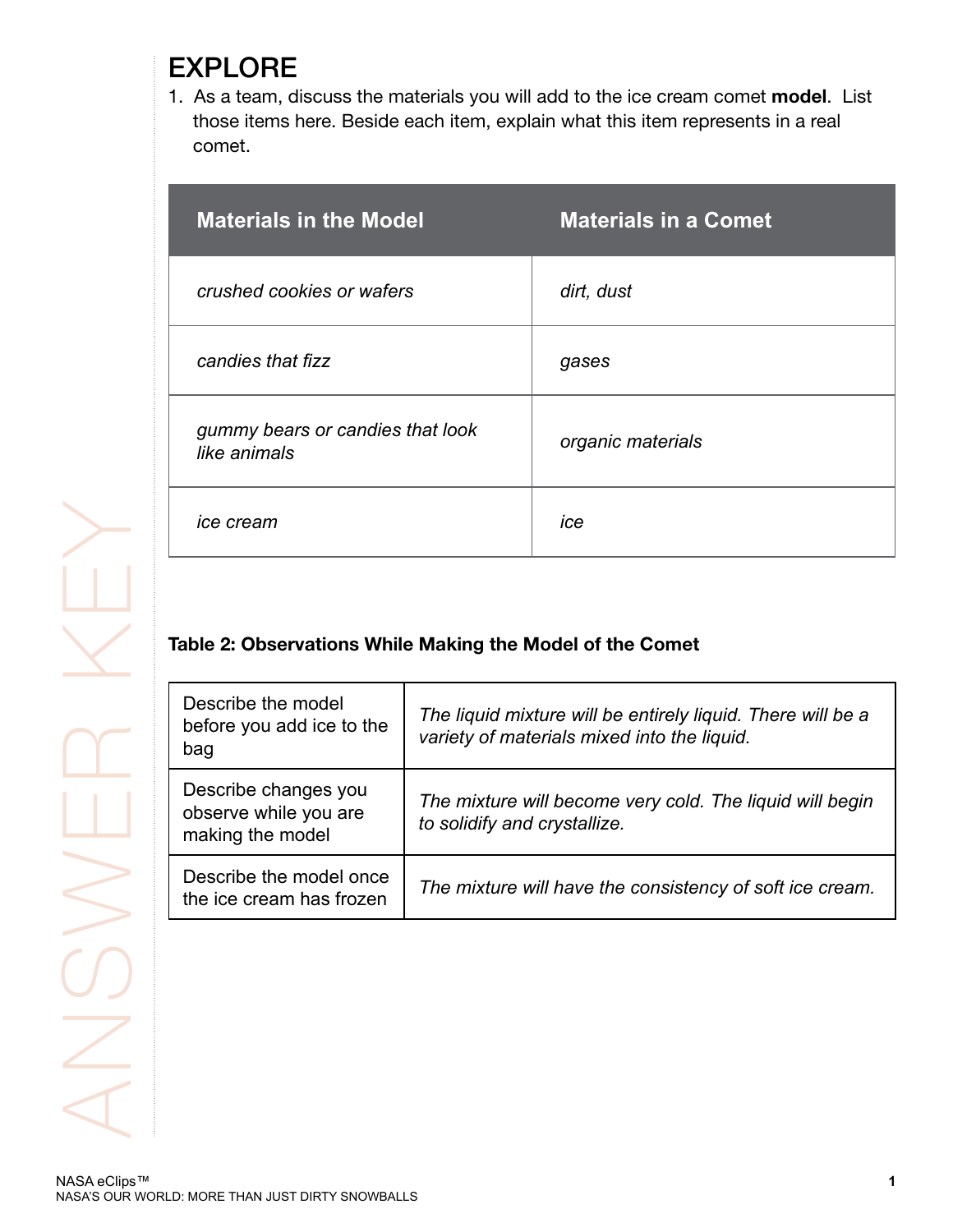# EXPLORE

1. As a team, discuss the materials you will add to the ice cream comet **model**. List those items here. Beside each item, explain what this item represents in a real comet.

| Materials in the Model | Materials in a Comet |
|---|---|
| *crushed cookies or wafers* | *dirt, dust* |
| *candies that fizz* | *gases* |
| *gummy bears or candies that look like animals* | *organic materials* |
| *ice cream* | *ice* |

**Table 2: Observations While Making the Model of the Comet**

| | |
|---|---|
| Describe the model before you add ice to the bag | *The liquid mixture will be entirely liquid. There will be a variety of materials mixed into the liquid.* |
| Describe changes you observe while you are making the model | *The mixture will become very cold. The liquid will begin to solidify and crystallize.* |
| Describe the model once the ice cream has frozen | *The mixture will have the consistency of soft ice cream.* |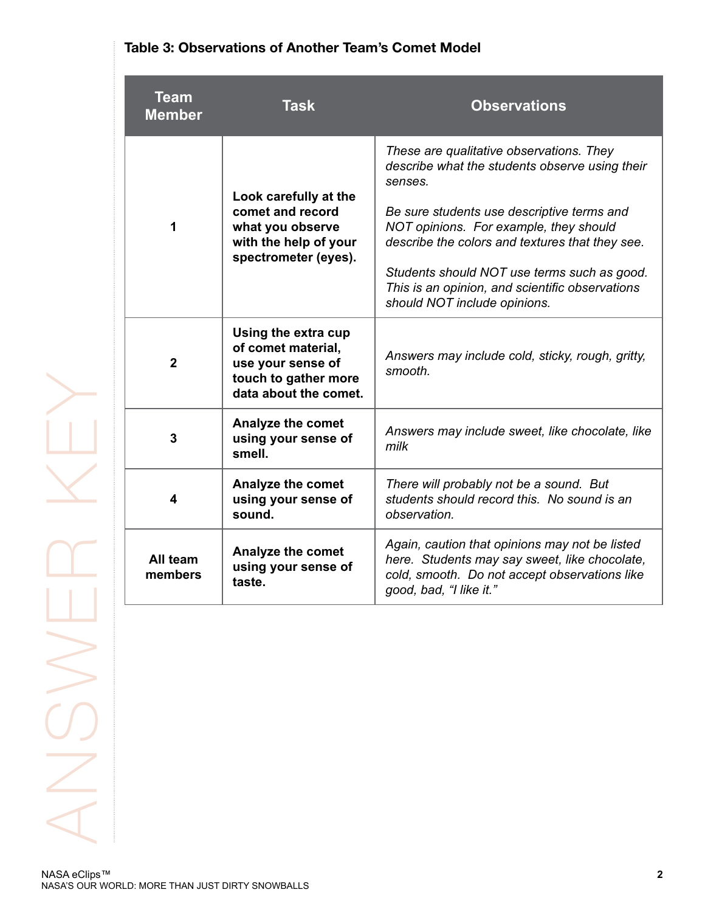**Table 3: Observations of Another Team's Comet Model**

| Team Member | Task | Observations |
|---|---|---|
| 1 | **Look carefully at the comet and record what you observe with the help of your spectrometer (eyes).** | *These are qualitative observations. They describe what the students observe using their senses.*<br><br>*Be sure students use descriptive terms and NOT opinions. For example, they should describe the colors and textures that they see.*<br><br>*Students should NOT use terms such as good. This is an opinion, and scientific observations should NOT include opinions.* |
| 2 | **Using the extra cup of comet material, use your sense of touch to gather more data about the comet.** | *Answers may include cold, sticky, rough, gritty, smooth.* |
| 3 | **Analyze the comet using your sense of smell.** | *Answers may include sweet, like chocolate, like milk* |
| 4 | **Analyze the comet using your sense of sound.** | *There will probably not be a sound. But students should record this. No sound is an observation.* |
| All team members | **Analyze the comet using your sense of taste.** | *Again, caution that opinions may not be listed here. Students may say sweet, like chocolate, cold, smooth. Do not accept observations like good, bad, "I like it."* |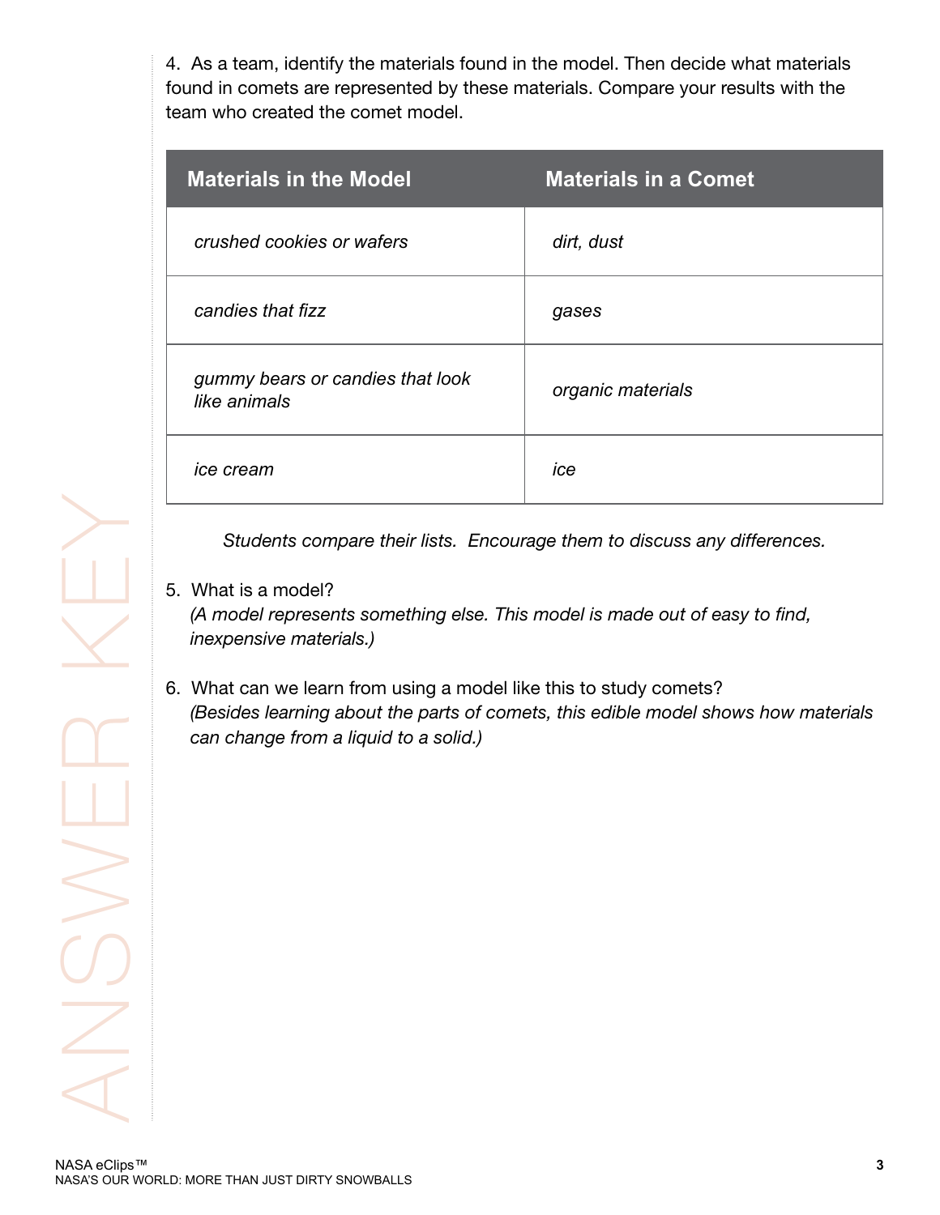4. As a team, identify the materials found in the model. Then decide what materials found in comets are represented by these materials. Compare your results with the team who created the comet model.

| Materials in the Model | Materials in a Comet |
| --- | --- |
| *crushed cookies or wafers* | *dirt, dust* |
| *candies that fizz* | *gases* |
| *gummy bears or candies that look like animals* | *organic materials* |
| *ice cream* | *ice* |

*Students compare their lists. Encourage them to discuss any differences.*

5. What is a model?
   *(A model represents something else. This model is made out of easy to find, inexpensive materials.)*

6. What can we learn from using a model like this to study comets?
   *(Besides learning about the parts of comets, this edible model shows how materials can change from a liquid to a solid.)*

ANSWER KEY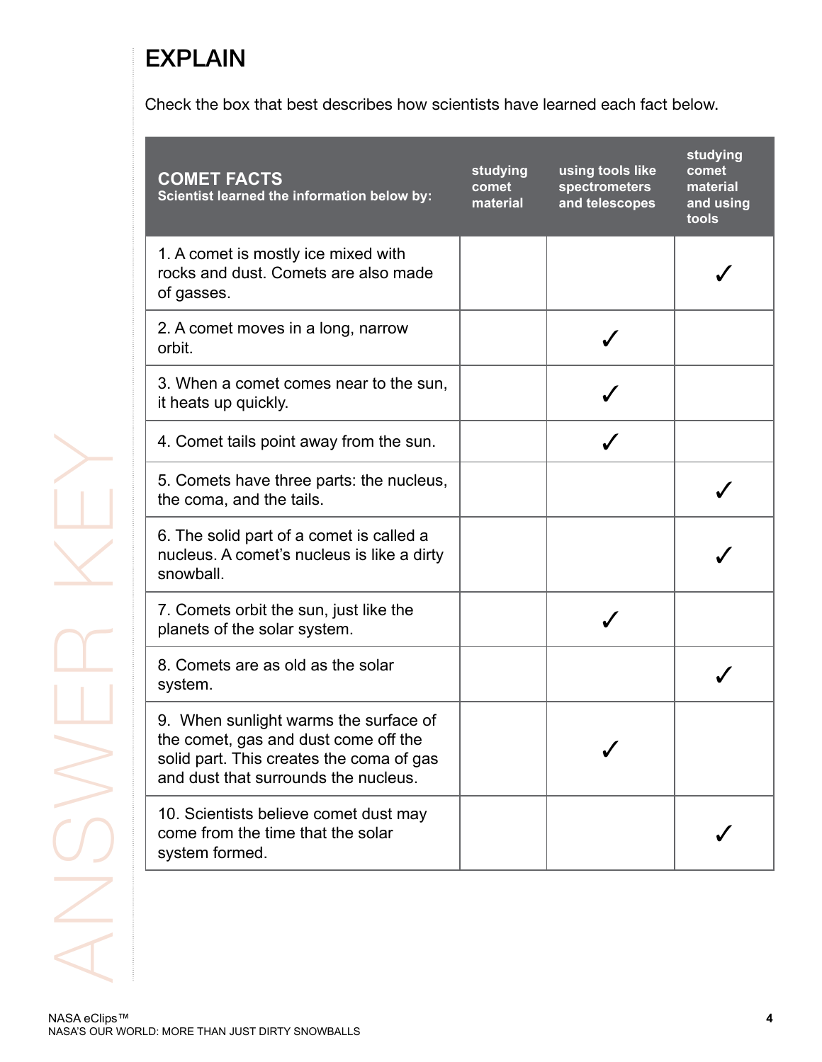ANSWER KEY

# EXPLAIN

Check the box that best describes how scientists have learned each fact below.

| **COMET FACTS** Scientist learned the information below by: | studying comet material | using tools like spectrometers and telescopes | studying comet material and using tools |
|---|---|---|---|
| 1. A comet is mostly ice mixed with rocks and dust. Comets are also made of gasses. | | | ✓ |
| 2. A comet moves in a long, narrow orbit. | | ✓ | |
| 3. When a comet comes near to the sun, it heats up quickly. | | ✓ | |
| 4. Comet tails point away from the sun. | | ✓ | |
| 5. Comets have three parts: the nucleus, the coma, and the tails. | | | ✓ |
| 6. The solid part of a comet is called a nucleus. A comet's nucleus is like a dirty snowball. | | | ✓ |
| 7. Comets orbit the sun, just like the planets of the solar system. | | ✓ | |
| 8. Comets are as old as the solar system. | | | ✓ |
| 9. When sunlight warms the surface of the comet, gas and dust come off the solid part. This creates the coma of gas and dust that surrounds the nucleus. | | ✓ | |
| 10. Scientists believe comet dust may come from the time that the solar system formed. | | | ✓ |